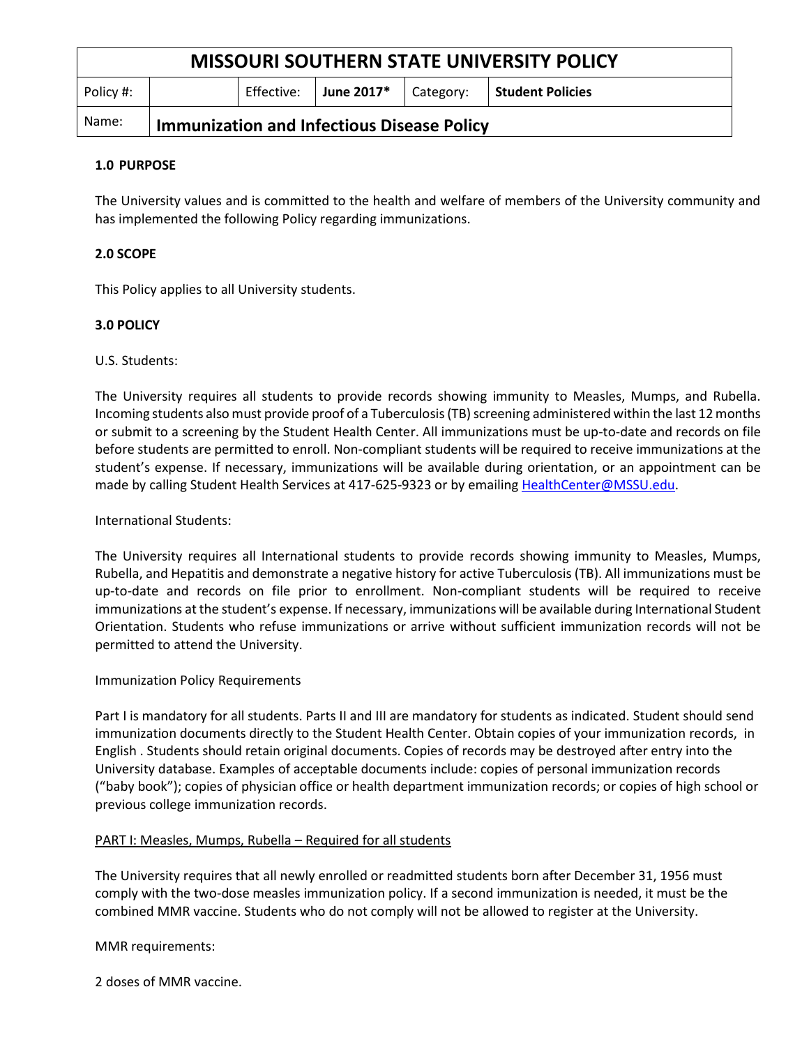| MISSOURI SOUTHERN STATE UNIVERSITY POLICY | | | | | |
|---|---|---|---|---|---|
| Policy #: | | Effective: | **June 2017*** | Category: | **Student Policies** |
| Name: | **Immunization and Infectious Disease Policy** | | | | |

**1.0 PURPOSE**

The University values and is committed to the health and welfare of members of the University community and has implemented the following Policy regarding immunizations.

**2.0 SCOPE**

This Policy applies to all University students.

**3.0 POLICY**

U.S. Students:

The University requires all students to provide records showing immunity to Measles, Mumps, and Rubella. Incoming students also must provide proof of a Tuberculosis (TB) screening administered within the last 12 months or submit to a screening by the Student Health Center. All immunizations must be up-to-date and records on file before students are permitted to enroll. Non-compliant students will be required to receive immunizations at the student's expense. If necessary, immunizations will be available during orientation, or an appointment can be made by calling Student Health Services at 417-625-9323 or by emailing [HealthCenter@MSSU.edu](mailto:HealthCenter@MSSU.edu).

International Students:

The University requires all International students to provide records showing immunity to Measles, Mumps, Rubella, and Hepatitis and demonstrate a negative history for active Tuberculosis (TB). All immunizations must be up-to-date and records on file prior to enrollment. Non-compliant students will be required to receive immunizations at the student's expense. If necessary, immunizations will be available during International Student Orientation. Students who refuse immunizations or arrive without sufficient immunization records will not be permitted to attend the University.

Immunization Policy Requirements

Part I is mandatory for all students. Parts II and III are mandatory for students as indicated. Student should send immunization documents directly to the Student Health Center. Obtain copies of your immunization records, in English . Students should retain original documents. Copies of records may be destroyed after entry into the University database. Examples of acceptable documents include: copies of personal immunization records ("baby book"); copies of physician office or health department immunization records; or copies of high school or previous college immunization records.

<u>PART I: Measles, Mumps, Rubella – Required for all students</u>

The University requires that all newly enrolled or readmitted students born after December 31, 1956 must comply with the two-dose measles immunization policy. If a second immunization is needed, it must be the combined MMR vaccine. Students who do not comply will not be allowed to register at the University.

MMR requirements:

2 doses of MMR vaccine.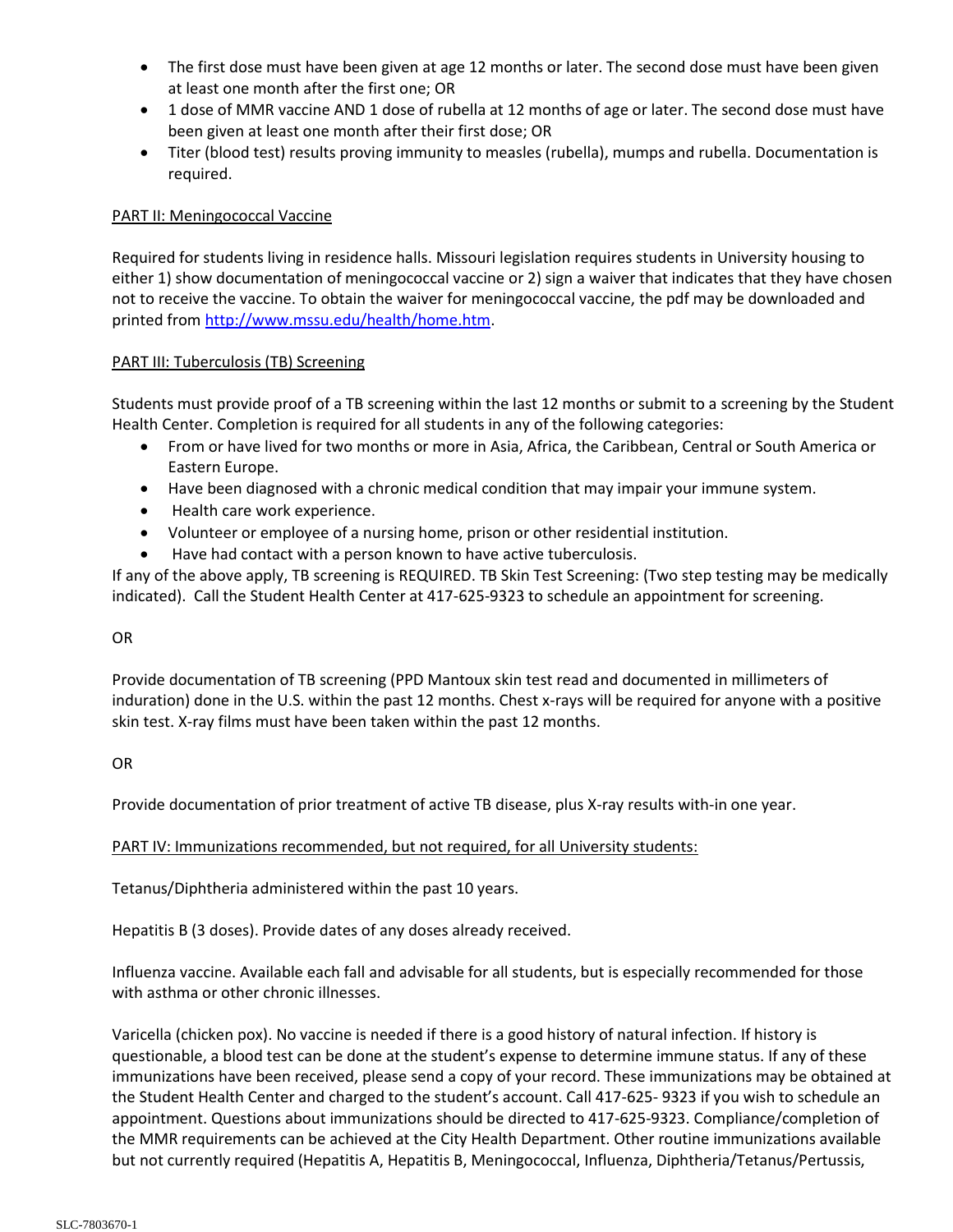- The first dose must have been given at age 12 months or later. The second dose must have been given at least one month after the first one; OR
- 1 dose of MMR vaccine AND 1 dose of rubella at 12 months of age or later. The second dose must have been given at least one month after their first dose; OR
- Titer (blood test) results proving immunity to measles (rubella), mumps and rubella. Documentation is required.

PART II: Meningococcal Vaccine

Required for students living in residence halls. Missouri legislation requires students in University housing to either 1) show documentation of meningococcal vaccine or 2) sign a waiver that indicates that they have chosen not to receive the vaccine. To obtain the waiver for meningococcal vaccine, the pdf may be downloaded and printed from http://www.mssu.edu/health/home.htm.

PART III: Tuberculosis (TB) Screening

Students must provide proof of a TB screening within the last 12 months or submit to a screening by the Student Health Center. Completion is required for all students in any of the following categories:

- From or have lived for two months or more in Asia, Africa, the Caribbean, Central or South America or Eastern Europe.
- Have been diagnosed with a chronic medical condition that may impair your immune system.
- Health care work experience.
- Volunteer or employee of a nursing home, prison or other residential institution.
- Have had contact with a person known to have active tuberculosis.

If any of the above apply, TB screening is REQUIRED. TB Skin Test Screening: (Two step testing may be medically indicated). Call the Student Health Center at 417-625-9323 to schedule an appointment for screening.

OR

Provide documentation of TB screening (PPD Mantoux skin test read and documented in millimeters of induration) done in the U.S. within the past 12 months. Chest x-rays will be required for anyone with a positive skin test. X-ray films must have been taken within the past 12 months.

OR

Provide documentation of prior treatment of active TB disease, plus X-ray results with-in one year.

PART IV: Immunizations recommended, but not required, for all University students:

Tetanus/Diphtheria administered within the past 10 years.

Hepatitis B (3 doses). Provide dates of any doses already received.

Influenza vaccine. Available each fall and advisable for all students, but is especially recommended for those with asthma or other chronic illnesses.

Varicella (chicken pox). No vaccine is needed if there is a good history of natural infection. If history is questionable, a blood test can be done at the student's expense to determine immune status. If any of these immunizations have been received, please send a copy of your record. These immunizations may be obtained at the Student Health Center and charged to the student's account. Call 417-625- 9323 if you wish to schedule an appointment. Questions about immunizations should be directed to 417-625-9323. Compliance/completion of the MMR requirements can be achieved at the City Health Department. Other routine immunizations available but not currently required (Hepatitis A, Hepatitis B, Meningococcal, Influenza, Diphtheria/Tetanus/Pertussis,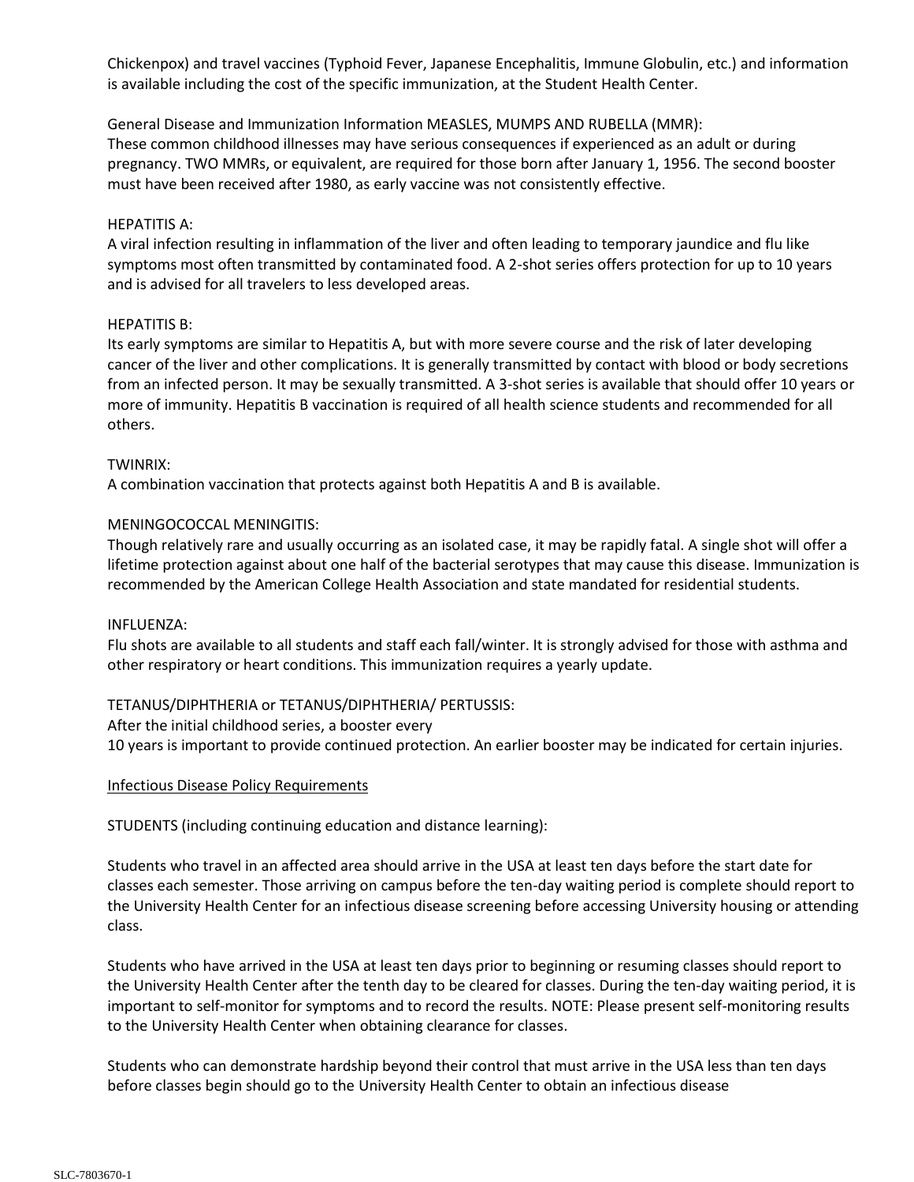Chickenpox) and travel vaccines (Typhoid Fever, Japanese Encephalitis, Immune Globulin, etc.) and information is available including the cost of the specific immunization, at the Student Health Center.

General Disease and Immunization Information MEASLES, MUMPS AND RUBELLA (MMR):
These common childhood illnesses may have serious consequences if experienced as an adult or during pregnancy. TWO MMRs, or equivalent, are required for those born after January 1, 1956. The second booster must have been received after 1980, as early vaccine was not consistently effective.

HEPATITIS A:
A viral infection resulting in inflammation of the liver and often leading to temporary jaundice and flu like symptoms most often transmitted by contaminated food. A 2-shot series offers protection for up to 10 years and is advised for all travelers to less developed areas.

HEPATITIS B:
Its early symptoms are similar to Hepatitis A, but with more severe course and the risk of later developing cancer of the liver and other complications. It is generally transmitted by contact with blood or body secretions from an infected person. It may be sexually transmitted. A 3-shot series is available that should offer 10 years or more of immunity. Hepatitis B vaccination is required of all health science students and recommended for all others.

TWINRIX:
A combination vaccination that protects against both Hepatitis A and B is available.

MENINGOCOCCAL MENINGITIS:
Though relatively rare and usually occurring as an isolated case, it may be rapidly fatal. A single shot will offer a lifetime protection against about one half of the bacterial serotypes that may cause this disease. Immunization is recommended by the American College Health Association and state mandated for residential students.

INFLUENZA:
Flu shots are available to all students and staff each fall/winter. It is strongly advised for those with asthma and other respiratory or heart conditions. This immunization requires a yearly update.

TETANUS/DIPHTHERIA or TETANUS/DIPHTHERIA/ PERTUSSIS:
After the initial childhood series, a booster every
10 years is important to provide continued protection. An earlier booster may be indicated for certain injuries.

<u>Infectious Disease Policy Requirements</u>

STUDENTS (including continuing education and distance learning):

Students who travel in an affected area should arrive in the USA at least ten days before the start date for classes each semester. Those arriving on campus before the ten-day waiting period is complete should report to the University Health Center for an infectious disease screening before accessing University housing or attending class.

Students who have arrived in the USA at least ten days prior to beginning or resuming classes should report to the University Health Center after the tenth day to be cleared for classes. During the ten-day waiting period, it is important to self-monitor for symptoms and to record the results. NOTE: Please present self-monitoring results to the University Health Center when obtaining clearance for classes.

Students who can demonstrate hardship beyond their control that must arrive in the USA less than ten days before classes begin should go to the University Health Center to obtain an infectious disease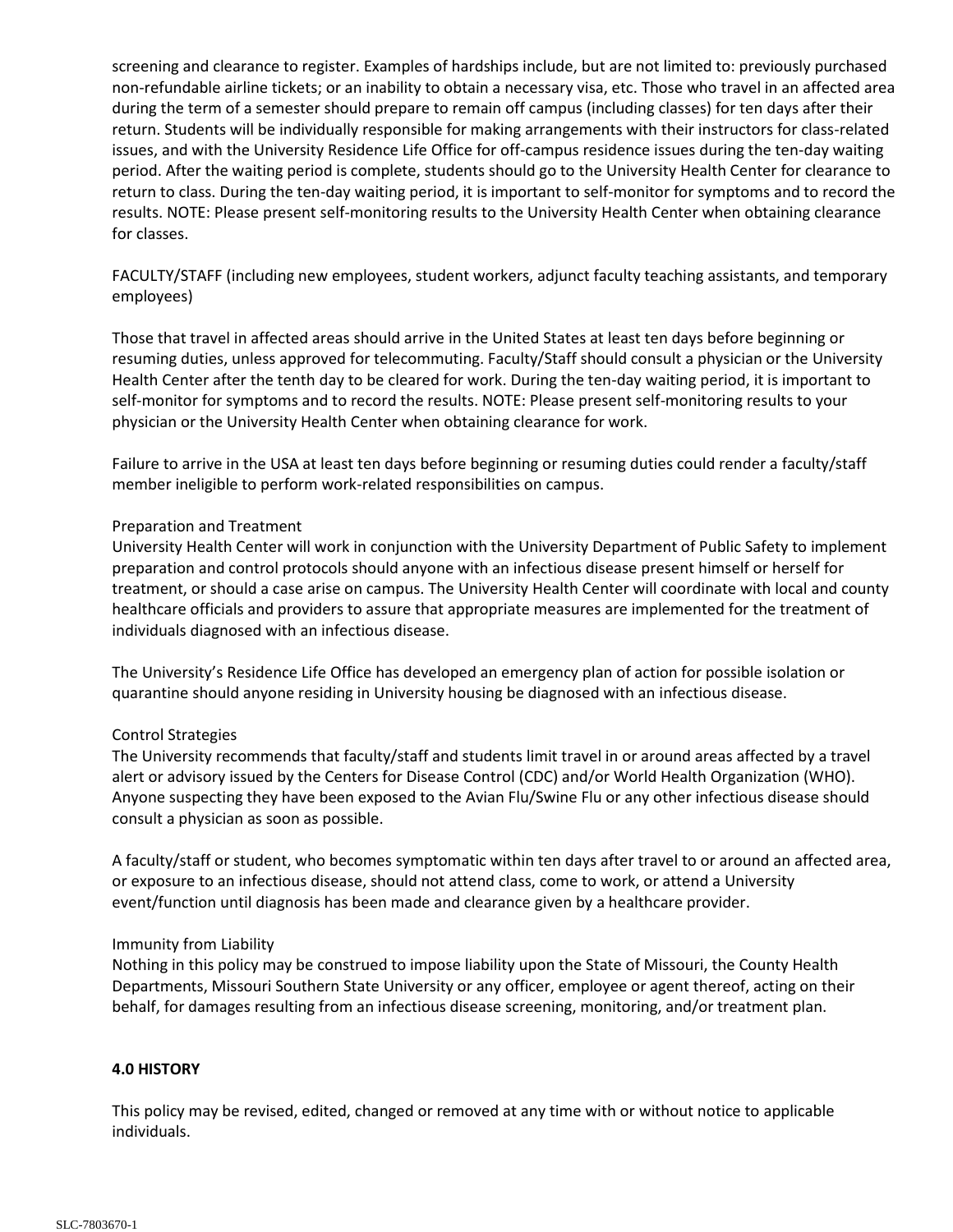screening and clearance to register. Examples of hardships include, but are not limited to: previously purchased non-refundable airline tickets; or an inability to obtain a necessary visa, etc. Those who travel in an affected area during the term of a semester should prepare to remain off campus (including classes) for ten days after their return. Students will be individually responsible for making arrangements with their instructors for class-related issues, and with the University Residence Life Office for off-campus residence issues during the ten-day waiting period. After the waiting period is complete, students should go to the University Health Center for clearance to return to class. During the ten-day waiting period, it is important to self-monitor for symptoms and to record the results. NOTE: Please present self-monitoring results to the University Health Center when obtaining clearance for classes.

FACULTY/STAFF (including new employees, student workers, adjunct faculty teaching assistants, and temporary employees)

Those that travel in affected areas should arrive in the United States at least ten days before beginning or resuming duties, unless approved for telecommuting. Faculty/Staff should consult a physician or the University Health Center after the tenth day to be cleared for work. During the ten-day waiting period, it is important to self-monitor for symptoms and to record the results. NOTE: Please present self-monitoring results to your physician or the University Health Center when obtaining clearance for work.

Failure to arrive in the USA at least ten days before beginning or resuming duties could render a faculty/staff member ineligible to perform work-related responsibilities on campus.

Preparation and Treatment
University Health Center will work in conjunction with the University Department of Public Safety to implement preparation and control protocols should anyone with an infectious disease present himself or herself for treatment, or should a case arise on campus. The University Health Center will coordinate with local and county healthcare officials and providers to assure that appropriate measures are implemented for the treatment of individuals diagnosed with an infectious disease.

The University's Residence Life Office has developed an emergency plan of action for possible isolation or quarantine should anyone residing in University housing be diagnosed with an infectious disease.

Control Strategies
The University recommends that faculty/staff and students limit travel in or around areas affected by a travel alert or advisory issued by the Centers for Disease Control (CDC) and/or World Health Organization (WHO). Anyone suspecting they have been exposed to the Avian Flu/Swine Flu or any other infectious disease should consult a physician as soon as possible.

A faculty/staff or student, who becomes symptomatic within ten days after travel to or around an affected area, or exposure to an infectious disease, should not attend class, come to work, or attend a University event/function until diagnosis has been made and clearance given by a healthcare provider.

Immunity from Liability
Nothing in this policy may be construed to impose liability upon the State of Missouri, the County Health Departments, Missouri Southern State University or any officer, employee or agent thereof, acting on their behalf, for damages resulting from an infectious disease screening, monitoring, and/or treatment plan.

**4.0 HISTORY**

This policy may be revised, edited, changed or removed at any time with or without notice to applicable individuals.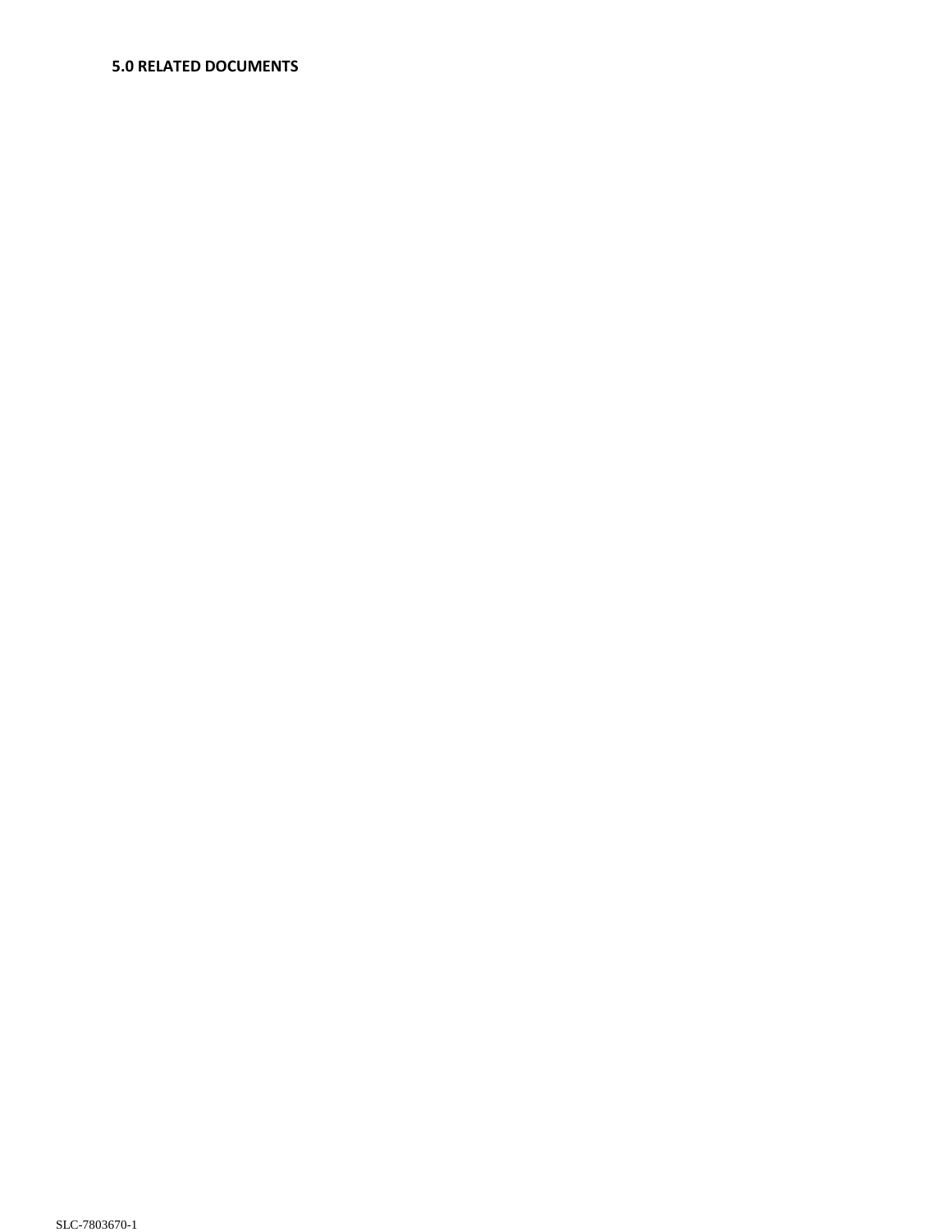**5.0 RELATED DOCUMENTS**